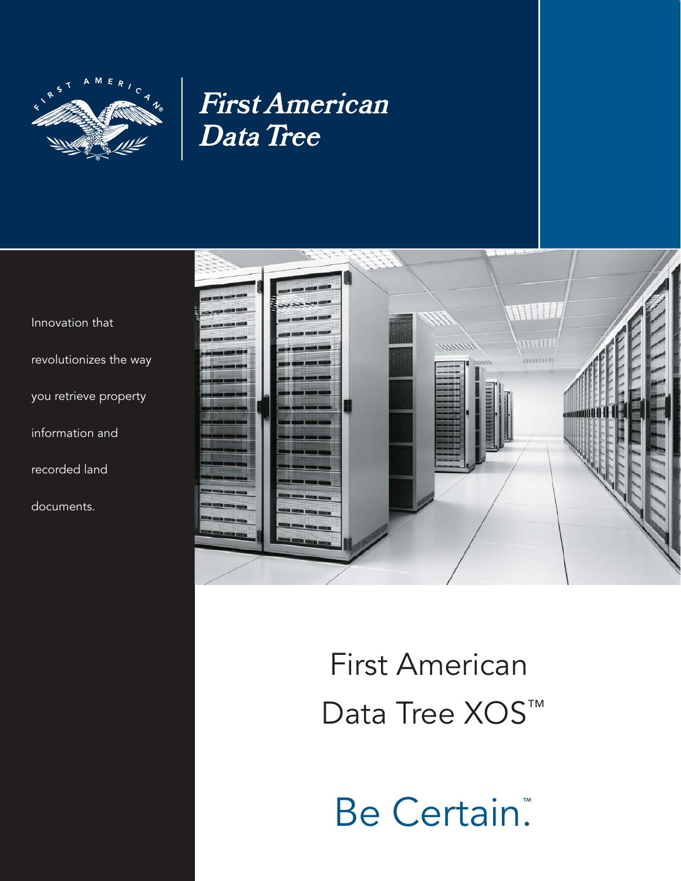*First American Data Tree*

Innovation that revolutionizes the way you retrieve property information and recorded land documents.

# First American Data Tree XOS™

## Be Certain.™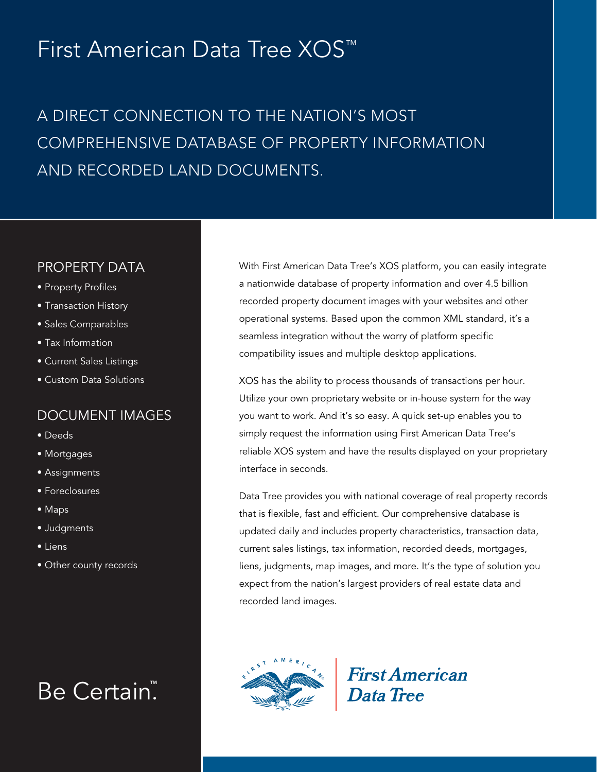# First American Data Tree XOS™

## A DIRECT CONNECTION TO THE NATION'S MOST COMPREHENSIVE DATABASE OF PROPERTY INFORMATION AND RECORDED LAND DOCUMENTS.

### PROPERTY DATA

- Property Profiles
- Transaction History
- Sales Comparables
- Tax Information
- Current Sales Listings
- Custom Data Solutions

### DOCUMENT IMAGES

- Deeds
- Mortgages
- Assignments
- Foreclosures
- Maps
- Judgments
- Liens
- Other county records

With First American Data Tree's XOS platform, you can easily integrate a nationwide database of property information and over 4.5 billion recorded property document images with your websites and other operational systems. Based upon the common XML standard, it's a seamless integration without the worry of platform specific compatibility issues and multiple desktop applications.

XOS has the ability to process thousands of transactions per hour. Utilize your own proprietary website or in-house system for the way you want to work. And it's so easy. A quick set-up enables you to simply request the information using First American Data Tree's reliable XOS system and have the results displayed on your proprietary interface in seconds.

Data Tree provides you with national coverage of real property records that is flexible, fast and efficient. Our comprehensive database is updated daily and includes property characteristics, transaction data, current sales listings, tax information, recorded deeds, mortgages, liens, judgments, map images, and more. It's the type of solution you expect from the nation's largest providers of real estate data and recorded land images.

Be Certain.™

First American Data Tree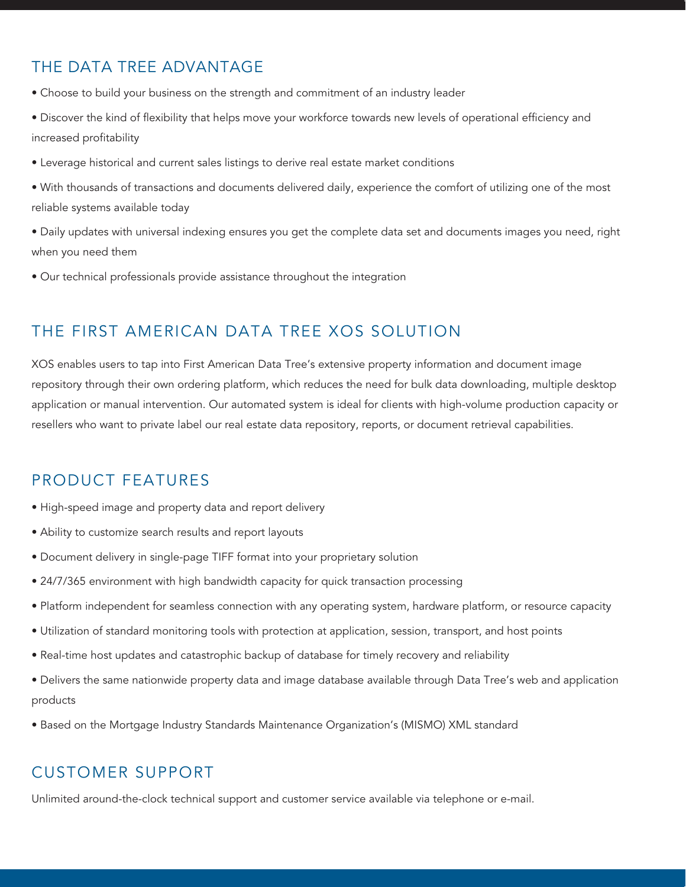## THE DATA TREE ADVANTAGE

- Choose to build your business on the strength and commitment of an industry leader
- Discover the kind of flexibility that helps move your workforce towards new levels of operational efficiency and increased profitability
- Leverage historical and current sales listings to derive real estate market conditions
- With thousands of transactions and documents delivered daily, experience the comfort of utilizing one of the most reliable systems available today
- Daily updates with universal indexing ensures you get the complete data set and documents images you need, right when you need them
- Our technical professionals provide assistance throughout the integration

## THE FIRST AMERICAN DATA TREE XOS SOLUTION

XOS enables users to tap into First American Data Tree's extensive property information and document image repository through their own ordering platform, which reduces the need for bulk data downloading, multiple desktop application or manual intervention. Our automated system is ideal for clients with high-volume production capacity or resellers who want to private label our real estate data repository, reports, or document retrieval capabilities.

## PRODUCT FEATURES

- High-speed image and property data and report delivery
- Ability to customize search results and report layouts
- Document delivery in single-page TIFF format into your proprietary solution
- 24/7/365 environment with high bandwidth capacity for quick transaction processing
- Platform independent for seamless connection with any operating system, hardware platform, or resource capacity
- Utilization of standard monitoring tools with protection at application, session, transport, and host points
- Real-time host updates and catastrophic backup of database for timely recovery and reliability
- Delivers the same nationwide property data and image database available through Data Tree's web and application products
- Based on the Mortgage Industry Standards Maintenance Organization's (MISMO) XML standard

## CUSTOMER SUPPORT

Unlimited around-the-clock technical support and customer service available via telephone or e-mail.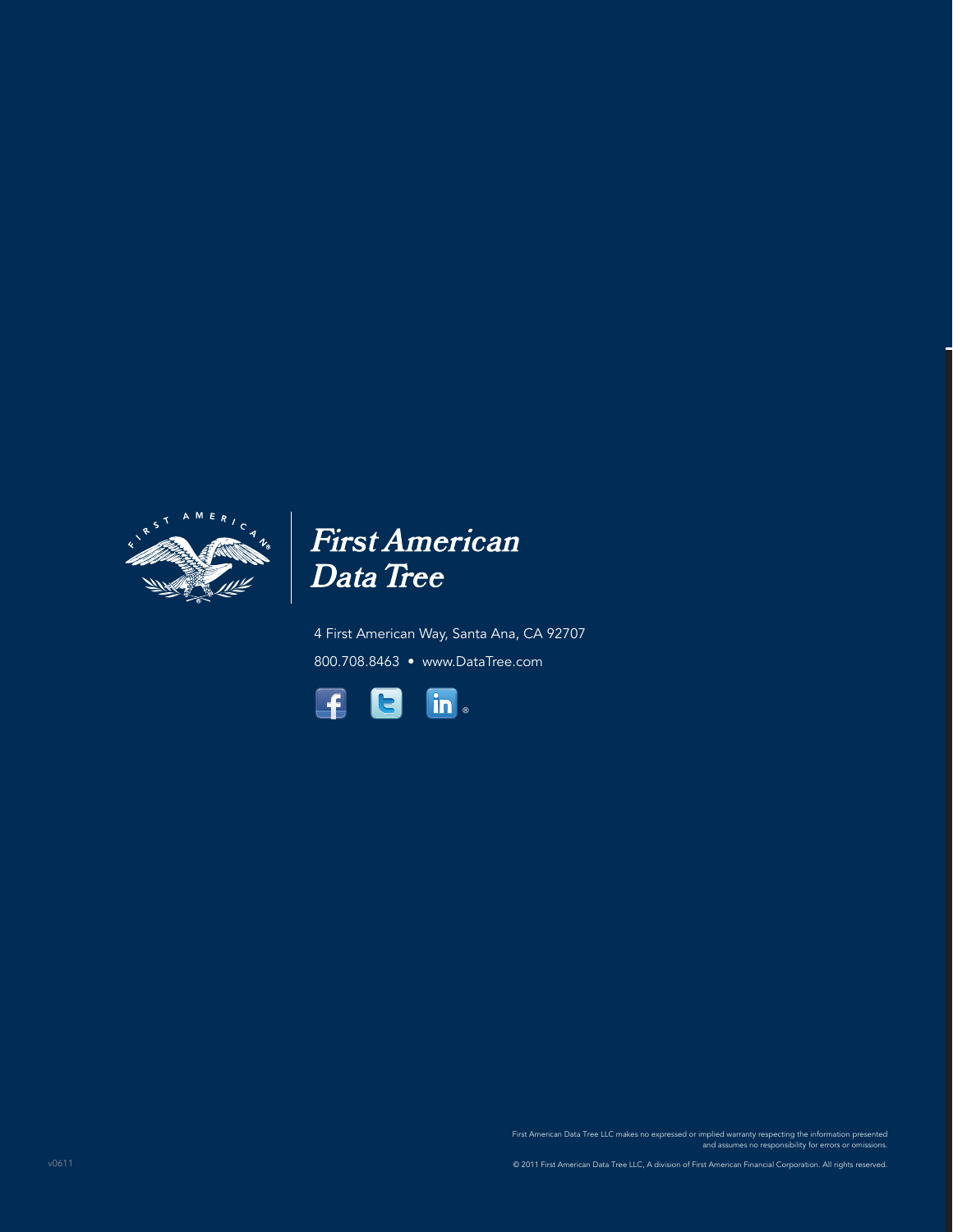First American Data Tree

4 First American Way, Santa Ana, CA 92707

800.708.8463 • www.DataTree.com

First American Data Tree LLC makes no expressed or implied warranty respecting the information presented and assumes no responsibility for errors or omissions.

v0611

© 2011 First American Data Tree LLC, A division of First American Financial Corporation. All rights reserved.